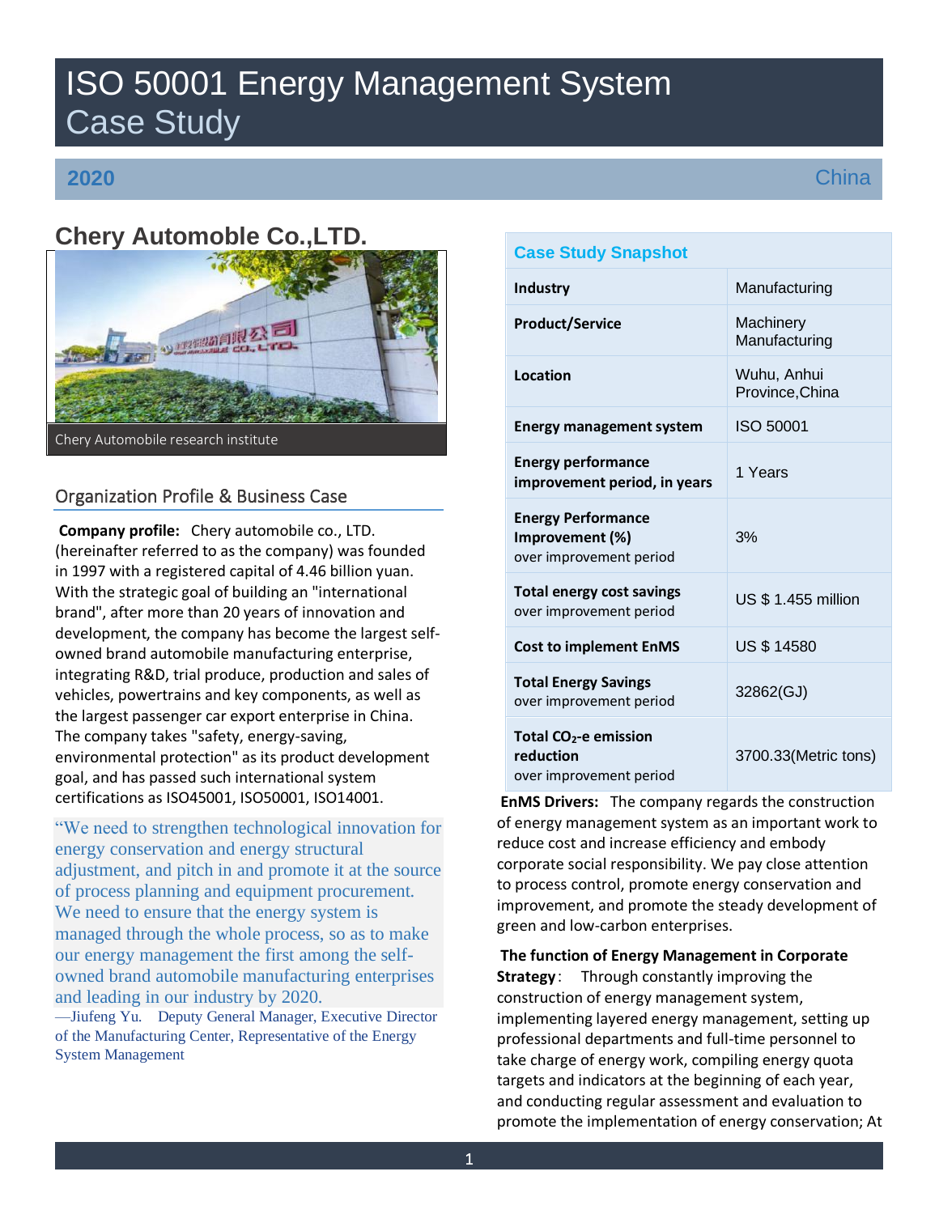# ISO 50001 Energy Management System Case Study

**2020** China

## Chery Automomble Co.,LTD.

Chery Automobile research institute

### Organization Profile & Business Case

**Company profile:** Chery automobile co., LTD. (hereinafter referred to as the company) was founded in 1997 with a registered capital of 4.46 billion yuan. With the strategic goal of building an "international brand", after more than 20 years of innovation and development, the company has become the largest self-owned brand automobile manufacturing enterprise, integrating R&D, trial produce, production and sales of vehicles, powertrains and key components, as well as the largest passenger car export enterprise in China. The company takes "safety, energy-saving, environmental protection" as its product development goal, and has passed such international system certifications as ISO45001, ISO50001, ISO14001.

> "We need to strengthen technological innovation for energy conservation and energy structural adjustment, and pitch in and promote it at the source of process planning and equipment procurement. We need to ensure that the energy system is managed through the whole process, so as to make our energy management the first among the self-owned brand automobile manufacturing enterprises and leading in our industry by 2020.
>
> —Jiufeng Yu. Deputy General Manager, Executive Director of the Manufacturing Center, Representative of the Energy System Management

| Case Study Snapshot | |
|---|---|
| **Industry** | Manufacturing |
| **Product/Service** | Machinery Manufacturing |
| **Location** | Wuhu, Anhui Province,China |
| **Energy management system** | ISO 50001 |
| **Energy performance improvement period, in years** | 1 Years |
| **Energy Performance Improvement (%)** over improvement period | 3% |
| **Total energy cost savings** over improvement period | US $ 1.455 million |
| **Cost to implement EnMS** | US $ 14580 |
| **Total Energy Savings** over improvement period | 32862(GJ) |
| **Total $CO_2$-e emission reduction** over improvement period | 3700.33(Metric tons) |

**EnMS Drivers:** The company regards the construction of energy management system as an important work to reduce cost and increase efficiency and embody corporate social responsibility. We pay close attention to process control, promote energy conservation and improvement, and promote the steady development of green and low-carbon enterprises.

**The function of Energy Management in Corporate Strategy**: Through constantly improving the construction of energy management system, implementing layered energy management, setting up professional departments and full-time personnel to take charge of energy work, compiling energy quota targets and indicators at the beginning of each year, and conducting regular assessment and evaluation to promote the implementation of energy conservation; At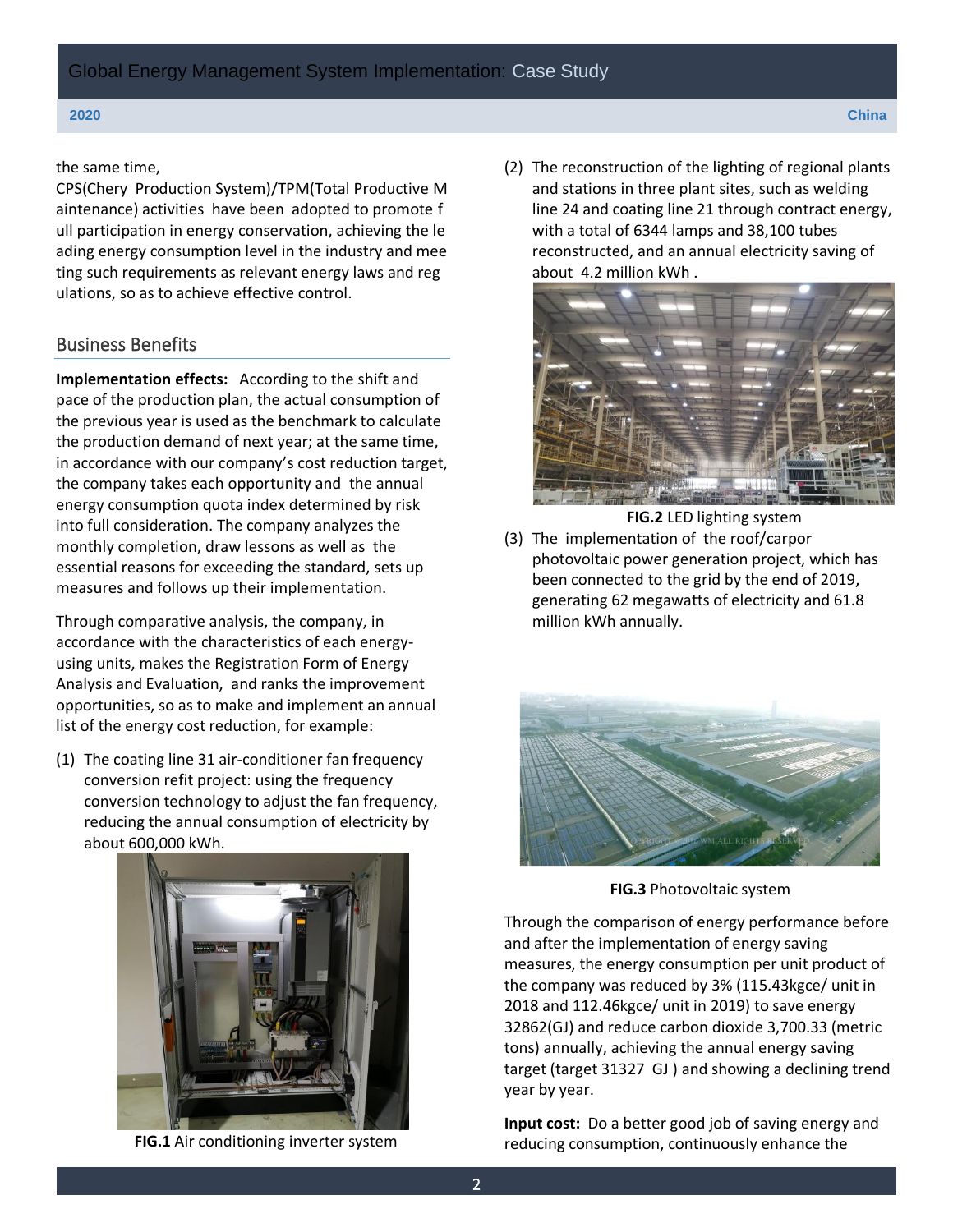the same time, CPS(Chery Production System)/TPM(Total Productive Maintenance) activities have been adopted to promote full participation in energy conservation, achieving the leading energy consumption level in the industry and meeting such requirements as relevant energy laws and regulations, so as to achieve effective control.

## Business Benefits

**Implementation effects:** According to the shift and pace of the production plan, the actual consumption of the previous year is used as the benchmark to calculate the production demand of next year; at the same time, in accordance with our company's cost reduction target, the company takes each opportunity and the annual energy consumption quota index determined by risk into full consideration. The company analyzes the monthly completion, draw lessons as well as the essential reasons for exceeding the standard, sets up measures and follows up their implementation.

Through comparative analysis, the company, in accordance with the characteristics of each energy-using units, makes the Registration Form of Energy Analysis and Evaluation, and ranks the improvement opportunities, so as to make and implement an annual list of the energy cost reduction, for example:

(1) The coating line 31 air-conditioner fan frequency conversion refit project: using the frequency conversion technology to adjust the fan frequency, reducing the annual consumption of electricity by about 600,000 kWh.

**FIG.1** Air conditioning inverter system

(2) The reconstruction of the lighting of regional plants and stations in three plant sites, such as welding line 24 and coating line 21 through contract energy, with a total of 6344 lamps and 38,100 tubes reconstructed, and an annual electricity saving of about 4.2 million kWh .

**FIG.2** LED lighting system

(3) The implementation of the roof/carpor photovoltaic power generation project, which has been connected to the grid by the end of 2019, generating 62 megawatts of electricity and 61.8 million kWh annually.

**FIG.3** Photovoltaic system

Through the comparison of energy performance before and after the implementation of energy saving measures, the energy consumption per unit product of the company was reduced by 3% (115.43kgce/ unit in 2018 and 112.46kgce/ unit in 2019) to save energy 32862(GJ) and reduce carbon dioxide 3,700.33 (metric tons) annually, achieving the annual energy saving target (target 31327 GJ ) and showing a declining trend year by year.

**Input cost:** Do a better good job of saving energy and reducing consumption, continuously enhance the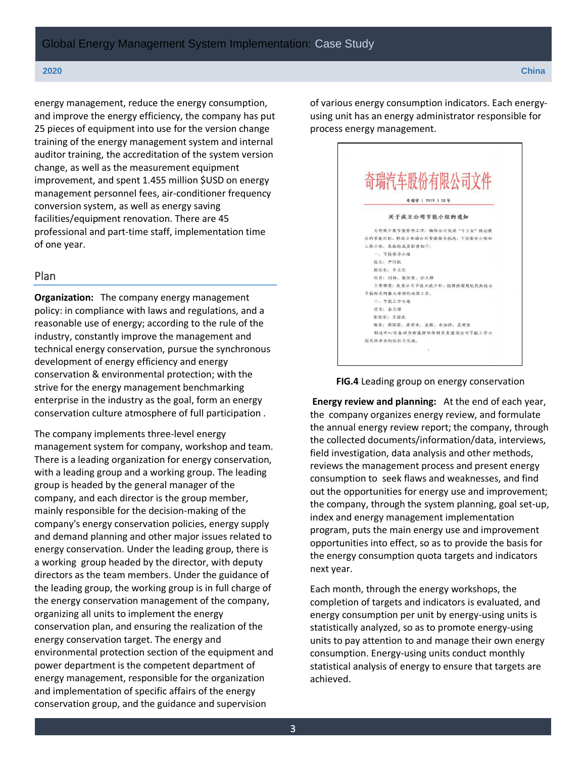energy management, reduce the energy consumption, and improve the energy efficiency, the company has put 25 pieces of equipment into use for the version change training of the energy management system and internal auditor training, the accreditation of the system version change, as well as the measurement equipment improvement, and spent 1.455 million $USD on energy management personnel fees, air-conditioner frequency conversion system, as well as energy saving facilities/equipment renovation. There are 45 professional and part-time staff, implementation time of one year.

## Plan

**Organization:** The company energy management policy: in compliance with laws and regulations, and a reasonable use of energy; according to the rule of the industry, constantly improve the management and technical energy conservation, pursue the synchronous development of energy efficiency and energy conservation & environmental protection; with the strive for the energy management benchmarking enterprise in the industry as the goal, form an energy conservation culture atmosphere of full participation .

The company implements three-level energy management system for company, workshop and team. There is a leading organization for energy conservation, with a leading group and a working group. The leading group is headed by the general manager of the company, and each director is the group member, mainly responsible for the decision-making of the company's energy conservation policies, energy supply and demand planning and other major issues related to energy conservation. Under the leading group, there is a working group headed by the director, with deputy directors as the team members. Under the guidance of the leading group, the working group is in full charge of the energy conservation management of the company, organizing all units to implement the energy conservation plan, and ensuring the realization of the energy conservation target. The energy and environmental protection section of the equipment and power department is the competent department of energy management, responsible for the organization and implementation of specific affairs of the energy conservation group, and the guidance and supervision of various energy consumption indicators. Each energy-using unit has an energy administrator responsible for process energy management.

**FIG.4** Leading group on energy conservation

**Energy review and planning:** At the end of each year, the company organizes energy review, and formulate the annual energy review report; the company, through the collected documents/information/data, interviews, field investigation, data analysis and other methods, reviews the management process and present energy consumption to seek flaws and weaknesses, and find out the opportunities for energy use and improvement; the company, through the system planning, goal set-up, index and energy management implementation program, puts the main energy use and improvement opportunities into effect, so as to provide the basis for the energy consumption quota targets and indicators next year.

Each month, through the energy workshops, the completion of targets and indicators is evaluated, and energy consumption per unit by energy-using units is statistically analyzed, so as to promote energy-using units to pay attention to and manage their own energy consumption. Energy-using units conduct monthly statistical analysis of energy to ensure that targets are achieved.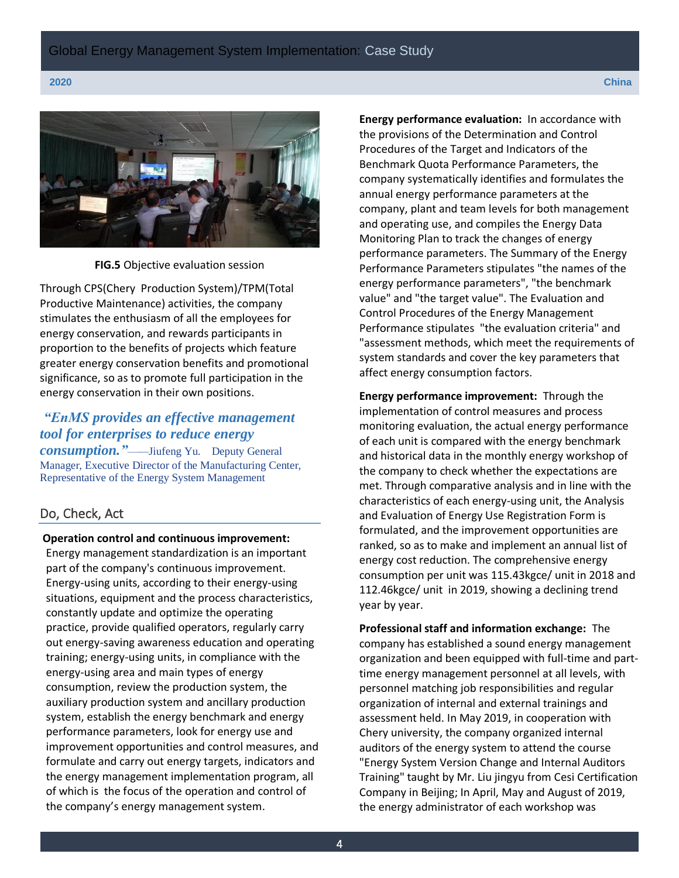**FIG.5** Objective evaluation session

Through CPS(Chery Production System)/TPM(Total Productive Maintenance) activities, the company stimulates the enthusiasm of all the employees for energy conservation, and rewards participants in proportion to the benefits of projects which feature greater energy conservation benefits and promotional significance, so as to promote full participation in the energy conservation in their own positions.

***"EnMS provides an effective management tool for enterprises to reduce energy consumption."*** ——Jiufeng Yu. Deputy General Manager, Executive Director of the Manufacturing Center, Representative of the Energy System Management

## Do, Check, Act

**Operation control and continuous improvement:** Energy management standardization is an important part of the company's continuous improvement. Energy-using units, according to their energy-using situations, equipment and the process characteristics, constantly update and optimize the operating practice, provide qualified operators, regularly carry out energy-saving awareness education and operating training; energy-using units, in compliance with the energy-using area and main types of energy consumption, review the production system, the auxiliary production system and ancillary production system, establish the energy benchmark and energy performance parameters, look for energy use and improvement opportunities and control measures, and formulate and carry out energy targets, indicators and the energy management implementation program, all of which is the focus of the operation and control of the company's energy management system.

**Energy performance evaluation:** In accordance with the provisions of the Determination and Control Procedures of the Target and Indicators of the Benchmark Quota Performance Parameters, the company systematically identifies and formulates the annual energy performance parameters at the company, plant and team levels for both management and operating use, and compiles the Energy Data Monitoring Plan to track the changes of energy performance parameters. The Summary of the Energy Performance Parameters stipulates "the names of the energy performance parameters", "the benchmark value" and "the target value". The Evaluation and Control Procedures of the Energy Management Performance stipulates "the evaluation criteria" and "assessment methods, which meet the requirements of system standards and cover the key parameters that affect energy consumption factors.

**Energy performance improvement:** Through the implementation of control measures and process monitoring evaluation, the actual energy performance of each unit is compared with the energy benchmark and historical data in the monthly energy workshop of the company to check whether the expectations are met. Through comparative analysis and in line with the characteristics of each energy-using unit, the Analysis and Evaluation of Energy Use Registration Form is formulated, and the improvement opportunities are ranked, so as to make and implement an annual list of energy cost reduction. The comprehensive energy consumption per unit was 115.43kgce/ unit in 2018 and 112.46kgce/ unit in 2019, showing a declining trend year by year.

**Professional staff and information exchange:** The company has established a sound energy management organization and been equipped with full-time and part-time energy management personnel at all levels, with personnel matching job responsibilities and regular organization of internal and external trainings and assessment held. In May 2019, in cooperation with Chery university, the company organized internal auditors of the energy system to attend the course "Energy System Version Change and Internal Auditors Training" taught by Mr. Liu jingyu from Cesi Certification Company in Beijing; In April, May and August of 2019, the energy administrator of each workshop was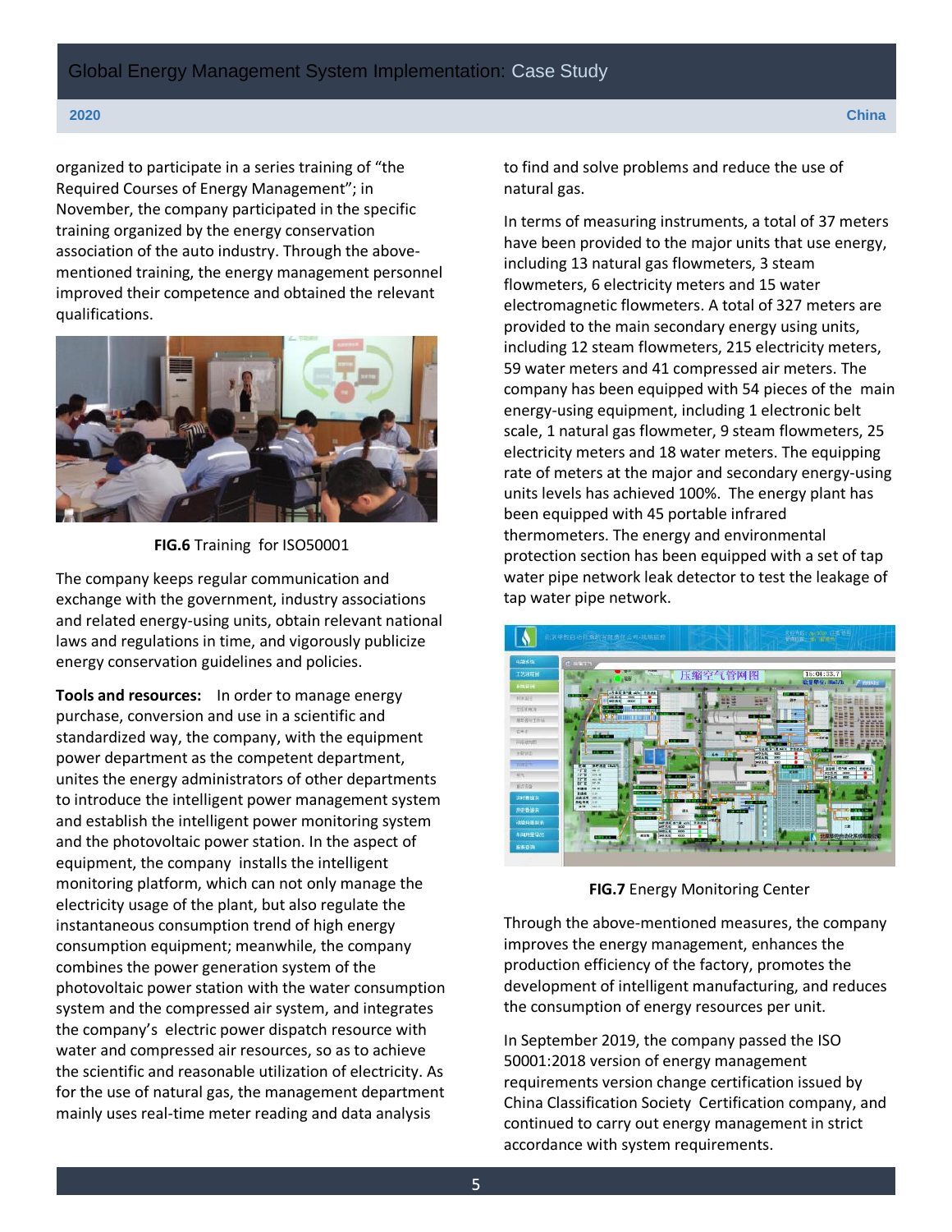organized to participate in a series training of "the Required Courses of Energy Management"; in November, the company participated in the specific training organized by the energy conservation association of the auto industry. Through the above-mentioned training, the energy management personnel improved their competence and obtained the relevant qualifications.

**FIG.6** Training for ISO50001

The company keeps regular communication and exchange with the government, industry associations and related energy-using units, obtain relevant national laws and regulations in time, and vigorously publicize energy conservation guidelines and policies.

**Tools and resources:** In order to manage energy purchase, conversion and use in a scientific and standardized way, the company, with the equipment power department as the competent department, unites the energy administrators of other departments to introduce the intelligent power management system and establish the intelligent power monitoring system and the photovoltaic power station. In the aspect of equipment, the company installs the intelligent monitoring platform, which can not only manage the electricity usage of the plant, but also regulate the instantaneous consumption trend of high energy consumption equipment; meanwhile, the company combines the power generation system of the photovoltaic power station with the water consumption system and the compressed air system, and integrates the company's electric power dispatch resource with water and compressed air resources, so as to achieve the scientific and reasonable utilization of electricity. As for the use of natural gas, the management department mainly uses real-time meter reading and data analysis to find and solve problems and reduce the use of natural gas.

In terms of measuring instruments, a total of 37 meters have been provided to the major units that use energy, including 13 natural gas flowmeters, 3 steam flowmeters, 6 electricity meters and 15 water electromagnetic flowmeters. A total of 327 meters are provided to the main secondary energy using units, including 12 steam flowmeters, 215 electricity meters, 59 water meters and 41 compressed air meters. The company has been equipped with 54 pieces of the main energy-using equipment, including 1 electronic belt scale, 1 natural gas flowmeter, 9 steam flowmeters, 25 electricity meters and 18 water meters. The equipping rate of meters at the major and secondary energy-using units levels has achieved 100%. The energy plant has been equipped with 45 portable infrared thermometers. The energy and environmental protection section has been equipped with a set of tap water pipe network leak detector to test the leakage of tap water pipe network.

**FIG.7** Energy Monitoring Center

Through the above-mentioned measures, the company improves the energy management, enhances the production efficiency of the factory, promotes the development of intelligent manufacturing, and reduces the consumption of energy resources per unit.

In September 2019, the company passed the ISO 50001:2018 version of energy management requirements version change certification issued by China Classification Society Certification company, and continued to carry out energy management in strict accordance with system requirements.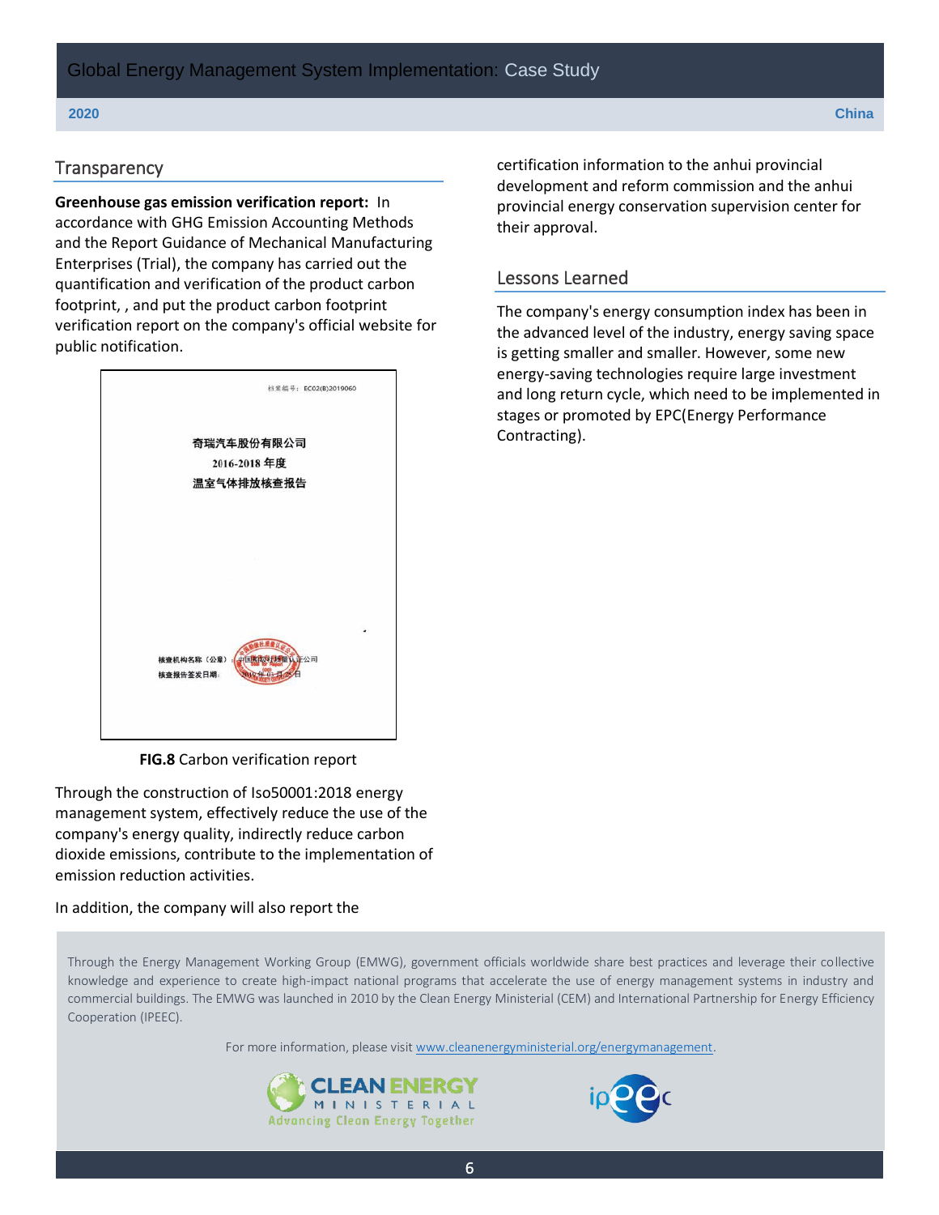## Transparency

**Greenhouse gas emission verification report:** In accordance with GHG Emission Accounting Methods and the Report Guidance of Mechanical Manufacturing Enterprises (Trial), the company has carried out the quantification and verification of the product carbon footprint, , and put the product carbon footprint verification report on the company's official website for public notification.

档案编号：ECO2(B)2019060

奇瑞汽车股份有限公司
2016-2018 年度
温室气体排放核查报告

核查机构名称（公章）：中国质量认证中心
核查报告签发日期：2019年11月25日

**FIG.8** Carbon verification report

Through the construction of Iso50001:2018 energy management system, effectively reduce the use of the company's energy quality, indirectly reduce carbon dioxide emissions, contribute to the implementation of emission reduction activities.

In addition, the company will also report the certification information to the anhui provincial development and reform commission and the anhui provincial energy conservation supervision center for their approval.

## Lessons Learned

The company's energy consumption index has been in the advanced level of the industry, energy saving space is getting smaller and smaller. However, some new energy-saving technologies require large investment and long return cycle, which need to be implemented in stages or promoted by EPC(Energy Performance Contracting).

Through the Energy Management Working Group (EMWG), government officials worldwide share best practices and leverage their collective knowledge and experience to create high-impact national programs that accelerate the use of energy management systems in industry and commercial buildings. The EMWG was launched in 2010 by the Clean Energy Ministerial (CEM) and International Partnership for Energy Efficiency Cooperation (IPEEC).

For more information, please visit www.cleanenergyministerial.org/energymanagement.

CLEAN ENERGY MINISTERIAL
Advancing Clean Energy Together

ipeec